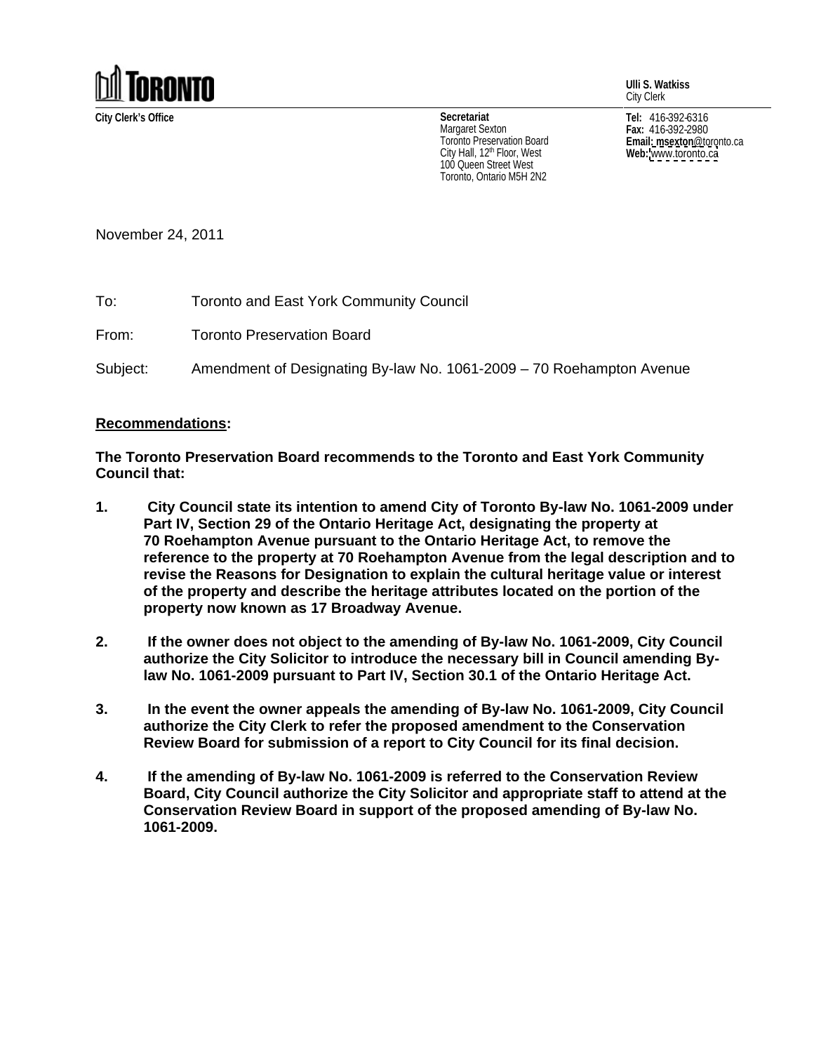**TORONTO**

**Ulli S. Watkiss**
City Clerk

**City Clerk's Office**

**Secretariat**
Margaret Sexton
Toronto Preservation Board
City Hall, 12th Floor, West
100 Queen Street West
Toronto, Ontario M5H 2N2

**Tel:** 416-392-6316
**Fax:** 416-392-2980
**Email: msexton**@toronto.ca
**Web:** www.toronto.ca

November 24, 2011

To: Toronto and East York Community Council

From: Toronto Preservation Board

Subject: Amendment of Designating By-law No. 1061-2009 – 70 Roehampton Avenue

**Recommendations:**

**The Toronto Preservation Board recommends to the Toronto and East York Community Council that:**

1. **City Council state its intention to amend City of Toronto By-law No. 1061-2009 under Part IV, Section 29 of the Ontario Heritage Act, designating the property at 70 Roehampton Avenue pursuant to the Ontario Heritage Act, to remove the reference to the property at 70 Roehampton Avenue from the legal description and to revise the Reasons for Designation to explain the cultural heritage value or interest of the property and describe the heritage attributes located on the portion of the property now known as 17 Broadway Avenue.**

2. **If the owner does not object to the amending of By-law No. 1061-2009, City Council authorize the City Solicitor to introduce the necessary bill in Council amending By-law No. 1061-2009 pursuant to Part IV, Section 30.1 of the Ontario Heritage Act.**

3. **In the event the owner appeals the amending of By-law No. 1061-2009, City Council authorize the City Clerk to refer the proposed amendment to the Conservation Review Board for submission of a report to City Council for its final decision.**

4. **If the amending of By-law No. 1061-2009 is referred to the Conservation Review Board, City Council authorize the City Solicitor and appropriate staff to attend at the Conservation Review Board in support of the proposed amending of By-law No. 1061-2009.**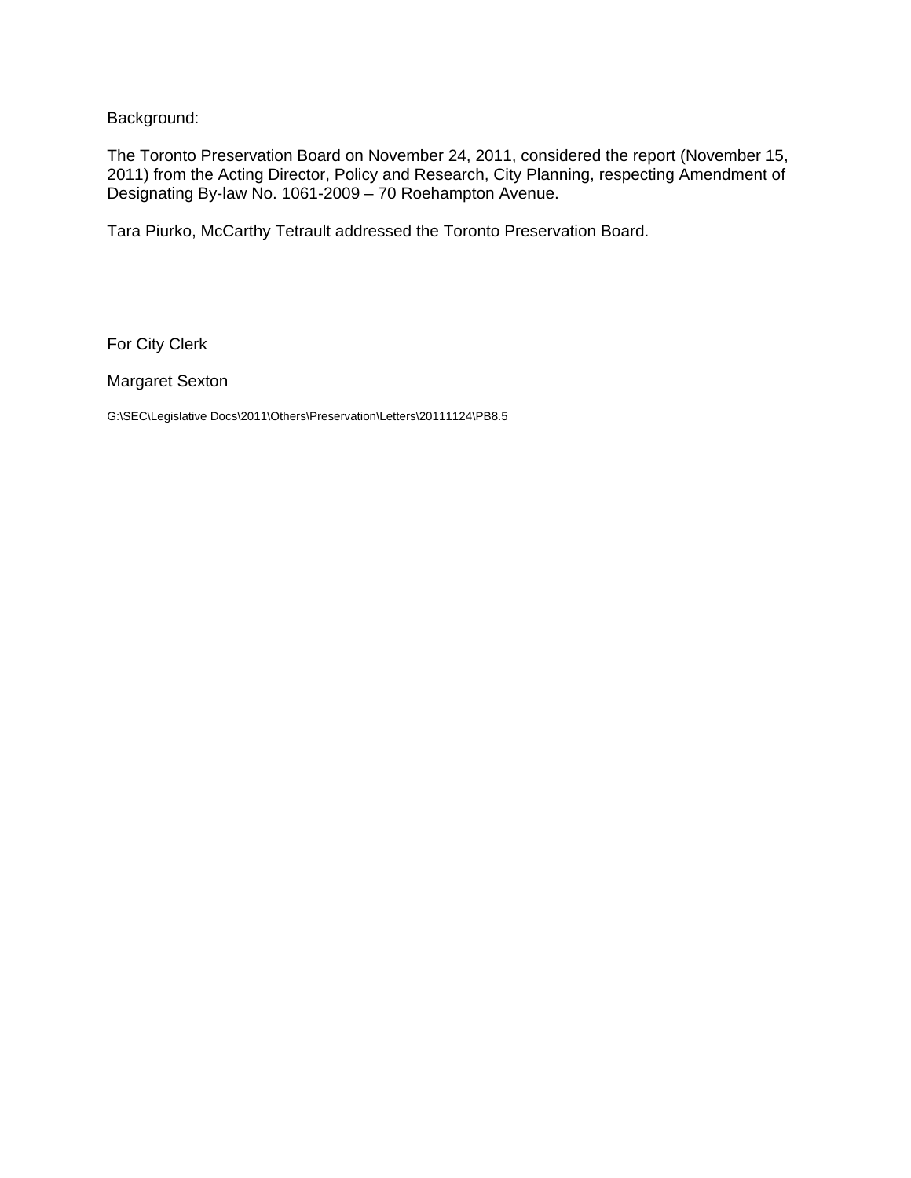Background:

The Toronto Preservation Board on November 24, 2011, considered the report (November 15, 2011) from the Acting Director, Policy and Research, City Planning, respecting Amendment of Designating By-law No. 1061-2009 – 70 Roehampton Avenue.

Tara Piurko, McCarthy Tetrault addressed the Toronto Preservation Board.

For City Clerk

Margaret Sexton

G:\SEC\Legislative Docs\2011\Others\Preservation\Letters\20111124\PB8.5